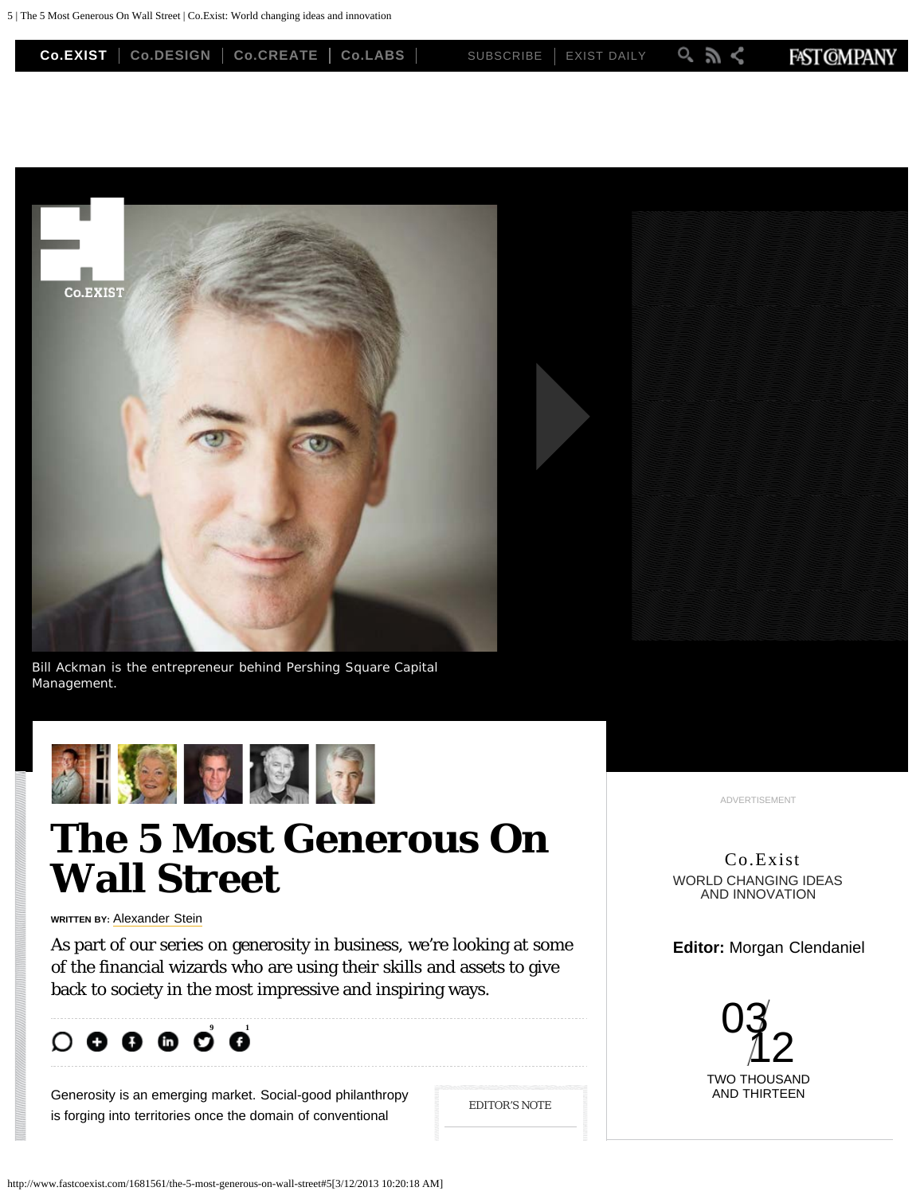Co.EXIST | Co.DESIGN | Co.CREATE | Co.LABS | SUBSCRIBE | EXIST DAILY

Bill Ackman is the entrepreneur behind Pershing Square Capital Management.

# The 5 Most Generous On Wall Street

**WRITTEN BY:** Alexander Stein

As part of our series on generosity in business, we're looking at some of the financial wizards who are using their skills and assets to give back to society in the most impressive and inspiring ways.

Generosity is an emerging market. Social-good philanthropy is forging into territories once the domain of conventional

EDITOR'S NOTE

ADVERTISEMENT

Co.Exist
WORLD CHANGING IDEAS AND INNOVATION

**Editor:** Morgan Clendaniel

03/12
TWO THOUSAND AND THIRTEEN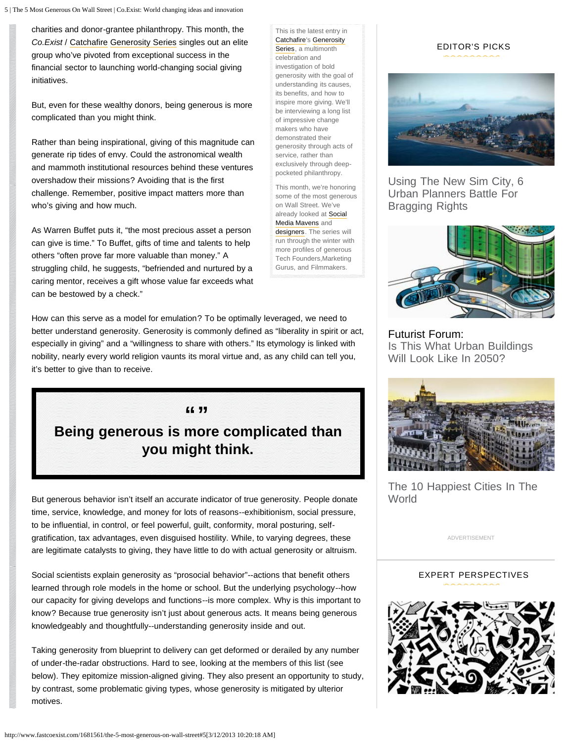charities and donor-grantee philanthropy. This month, the *Co.Exist* / Catchafire Generosity Series singles out an elite group who've pivoted from exceptional success in the financial sector to launching world-changing social giving initiatives.

But, even for these wealthy donors, being generous is more complicated than you might think.

Rather than being inspirational, giving of this magnitude can generate rip tides of envy. Could the astronomical wealth and mammoth institutional resources behind these ventures overshadow their missions? Avoiding that is the first challenge. Remember, positive impact matters more than who's giving and how much.

As Warren Buffet puts it, "the most precious asset a person can give is time." To Buffet, gifts of time and talents to help others "often prove far more valuable than money." A struggling child, he suggests, "befriended and nurtured by a caring mentor, receives a gift whose value far exceeds what can be bestowed by a check."

This is the latest entry in Catchafire's Generosity Series, a multimonth celebration and investigation of bold generosity with the goal of understanding its causes, its benefits, and how to inspire more giving. We'll be interviewing a long list of impressive change makers who have demonstrated their generosity through acts of service, rather than exclusively through deep-pocketed philanthropy.

This month, we're honoring some of the most generous on Wall Street. We've already looked at Social Media Mavens and designers. The series will run through the winter with more profiles of generous Tech Founders,Marketing Gurus, and Filmmakers.

How can this serve as a model for emulation? To be optimally leveraged, we need to better understand generosity. Generosity is commonly defined as "liberality in spirit or act, especially in giving" and a "willingness to share with others." Its etymology is linked with nobility, nearly every world religion vaunts its moral virtue and, as any child can tell you, it's better to give than to receive.

> **Being generous is more complicated than you might think.**

But generous behavior isn't itself an accurate indicator of true generosity. People donate time, service, knowledge, and money for lots of reasons--exhibitionism, social pressure, to be influential, in control, or feel powerful, guilt, conformity, moral posturing, self-gratification, tax advantages, even disguised hostility. While, to varying degrees, these are legitimate catalysts to giving, they have little to do with actual generosity or altruism.

Social scientists explain generosity as "prosocial behavior"--actions that benefit others learned through role models in the home or school. But the underlying psychology--how our capacity for giving develops and functions--is more complex. Why is this important to know? Because true generosity isn't just about generous acts. It means being generous knowledgeably and thoughtfully--understanding generosity inside and out.

Taking generosity from blueprint to delivery can get deformed or derailed by any number of under-the-radar obstructions. Hard to see, looking at the members of this list (see below). They epitomize mission-aligned giving. They also present an opportunity to study, by contrast, some problematic giving types, whose generosity is mitigated by ulterior motives.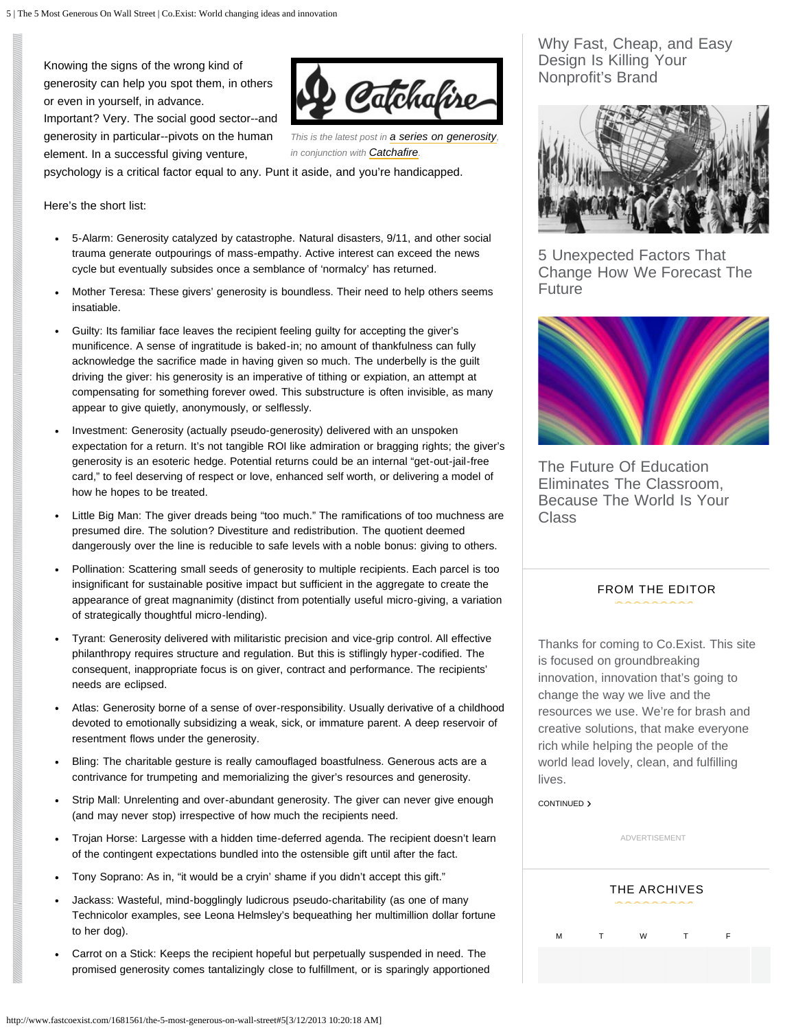Knowing the signs of the wrong kind of generosity can help you spot them, in others or even in yourself, in advance. Important? Very. The social good sector--and generosity in particular--pivots on the human element. In a successful giving venture, psychology is a critical factor equal to any. Punt it aside, and you're handicapped.

*This is the latest post in a series on generosity, in conjunction with Catchafire.*

Here's the short list:

- 5-Alarm: Generosity catalyzed by catastrophe. Natural disasters, 9/11, and other social trauma generate outpourings of mass-empathy. Active interest can exceed the news cycle but eventually subsides once a semblance of 'normalcy' has returned.
- Mother Teresa: These givers' generosity is boundless. Their need to help others seems insatiable.
- Guilty: Its familiar face leaves the recipient feeling guilty for accepting the giver's munificence. A sense of ingratitude is baked-in; no amount of thankfulness can fully acknowledge the sacrifice made in having given so much. The underbelly is the guilt driving the giver: his generosity is an imperative of tithing or expiation, an attempt at compensating for something forever owed. This substructure is often invisible, as many appear to give quietly, anonymously, or selflessly.
- Investment: Generosity (actually pseudo-generosity) delivered with an unspoken expectation for a return. It's not tangible ROI like admiration or bragging rights; the giver's generosity is an esoteric hedge. Potential returns could be an internal "get-out-jail-free card," to feel deserving of respect or love, enhanced self worth, or delivering a model of how he hopes to be treated.
- Little Big Man: The giver dreads being "too much." The ramifications of too muchness are presumed dire. The solution? Divestiture and redistribution. The quotient deemed dangerously over the line is reducible to safe levels with a noble bonus: giving to others.
- Pollination: Scattering small seeds of generosity to multiple recipients. Each parcel is too insignificant for sustainable positive impact but sufficient in the aggregate to create the appearance of great magnanimity (distinct from potentially useful micro-giving, a variation of strategically thoughtful micro-lending).
- Tyrant: Generosity delivered with militaristic precision and vice-grip control. All effective philanthropy requires structure and regulation. But this is stiflingly hyper-codified. The consequent, inappropriate focus is on giver, contract and performance. The recipients' needs are eclipsed.
- Atlas: Generosity borne of a sense of over-responsibility. Usually derivative of a childhood devoted to emotionally subsidizing a weak, sick, or immature parent. A deep reservoir of resentment flows under the generosity.
- Bling: The charitable gesture is really camouflaged boastfulness. Generous acts are a contrivance for trumpeting and memorializing the giver's resources and generosity.
- Strip Mall: Unrelenting and over-abundant generosity. The giver can never give enough (and may never stop) irrespective of how much the recipients need.
- Trojan Horse: Largesse with a hidden time-deferred agenda. The recipient doesn't learn of the contingent expectations bundled into the ostensible gift until after the fact.
- Tony Soprano: As in, "it would be a cryin' shame if you didn't accept this gift."
- Jackass: Wasteful, mind-bogglingly ludicrous pseudo-charitability (as one of many Technicolor examples, see Leona Helmsley's bequeathing her multimillion dollar fortune to her dog).
- Carrot on a Stick: Keeps the recipient hopeful but perpetually suspended in need. The promised generosity comes tantalizingly close to fulfillment, or is sparingly apportioned

Why Fast, Cheap, and Easy Design Is Killing Your Nonprofit's Brand

5 Unexpected Factors That Change How We Forecast The Future

The Future Of Education Eliminates The Classroom, Because The World Is Your Class

## FROM THE EDITOR

Thanks for coming to Co.Exist. This site is focused on groundbreaking innovation, innovation that's going to change the way we live and the resources we use. We're for brash and creative solutions, that make everyone rich while helping the people of the world lead lovely, clean, and fulfilling lives.

CONTINUED

ADVERTISEMENT

## THE ARCHIVES

M T W T F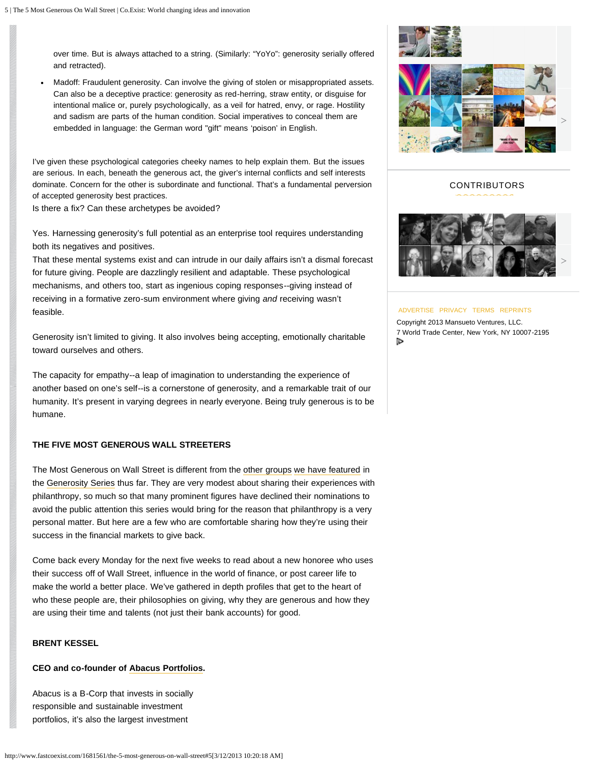over time. But is always attached to a string. (Similarly: "YoYo": generosity serially offered and retracted).

- Madoff: Fraudulent generosity. Can involve the giving of stolen or misappropriated assets. Can also be a deceptive practice: generosity as red-herring, straw entity, or disguise for intentional malice or, purely psychologically, as a veil for hatred, envy, or rage. Hostility and sadism are parts of the human condition. Social imperatives to conceal them are embedded in language: the German word "gift" means 'poison' in English.

I've given these psychological categories cheeky names to help explain them. But the issues are serious. In each, beneath the generous act, the giver's internal conflicts and self interests dominate. Concern for the other is subordinate and functional. That's a fundamental perversion of accepted generosity best practices.
Is there a fix? Can these archetypes be avoided?

Yes. Harnessing generosity's full potential as an enterprise tool requires understanding both its negatives and positives.
That these mental systems exist and can intrude in our daily affairs isn't a dismal forecast for future giving. People are dazzlingly resilient and adaptable. These psychological mechanisms, and others too, start as ingenious coping responses--giving instead of receiving in a formative zero-sum environment where giving *and* receiving wasn't feasible.

Generosity isn't limited to giving. It also involves being accepting, emotionally charitable toward ourselves and others.

The capacity for empathy--a leap of imagination to understanding the experience of another based on one's self--is a cornerstone of generosity, and a remarkable trait of our humanity. It's present in varying degrees in nearly everyone. Being truly generous is to be humane.

**THE FIVE MOST GENEROUS WALL STREETERS**

The Most Generous on Wall Street is different from the other groups we have featured in the Generosity Series thus far. They are very modest about sharing their experiences with philanthropy, so much so that many prominent figures have declined their nominations to avoid the public attention this series would bring for the reason that philanthropy is a very personal matter. But here are a few who are comfortable sharing how they're using their success in the financial markets to give back.

Come back every Monday for the next five weeks to read about a new honoree who uses their success off of Wall Street, influence in the world of finance, or post career life to make the world a better place. We've gathered in depth profiles that get to the heart of who these people are, their philosophies on giving, why they are generous and how they are using their time and talents (not just their bank accounts) for good.

**BRENT KESSEL**

**CEO and co-founder of Abacus Portfolios.**

Abacus is a B-Corp that invests in socially responsible and sustainable investment portfolios, it's also the largest investment

CONTRIBUTORS

ADVERTISE PRIVACY TERMS REPRINTS

Copyright 2013 Mansueto Ventures, LLC.
7 World Trade Center, New York, NY 10007-2195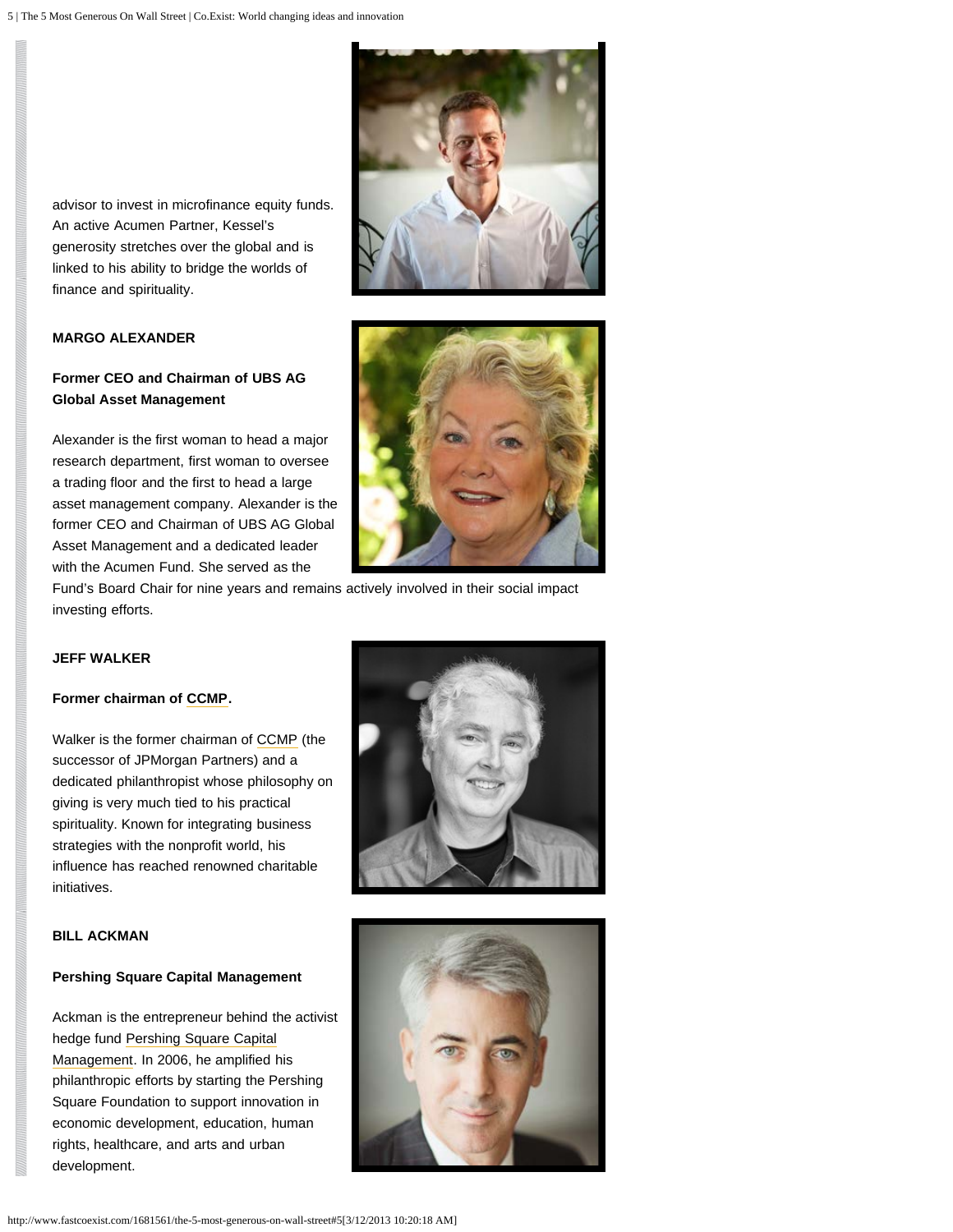advisor to invest in microfinance equity funds. An active Acumen Partner, Kessel's generosity stretches over the global and is linked to his ability to bridge the worlds of finance and spirituality.

**MARGO ALEXANDER**

**Former CEO and Chairman of UBS AG Global Asset Management**

Alexander is the first woman to head a major research department, first woman to oversee a trading floor and the first to head a large asset management company. Alexander is the former CEO and Chairman of UBS AG Global Asset Management and a dedicated leader with the Acumen Fund. She served as the Fund's Board Chair for nine years and remains actively involved in their social impact investing efforts.

**JEFF WALKER**

**Former chairman of CCMP.**

Walker is the former chairman of CCMP (the successor of JPMorgan Partners) and a dedicated philanthropist whose philosophy on giving is very much tied to his practical spirituality. Known for integrating business strategies with the nonprofit world, his influence has reached renowned charitable initiatives.

**BILL ACKMAN**

**Pershing Square Capital Management**

Ackman is the entrepreneur behind the activist hedge fund Pershing Square Capital Management. In 2006, he amplified his philanthropic efforts by starting the Pershing Square Foundation to support innovation in economic development, education, human rights, healthcare, and arts and urban development.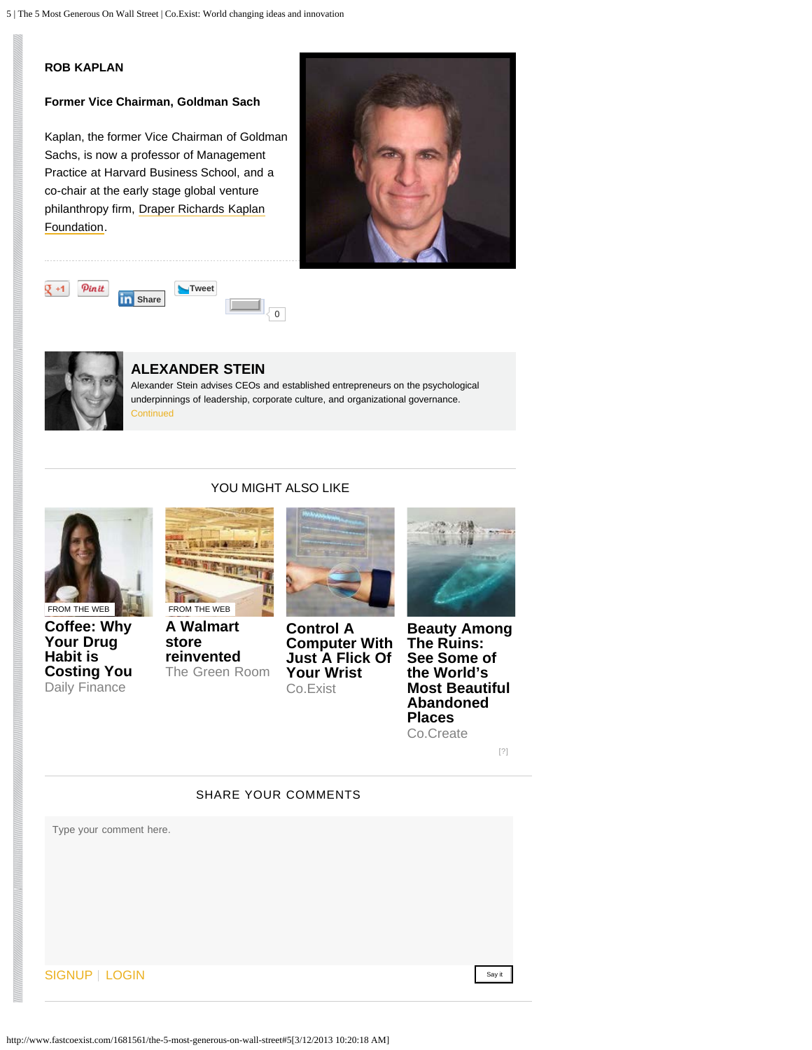**ROB KAPLAN**

**Former Vice Chairman, Goldman Sach**

Kaplan, the former Vice Chairman of Goldman Sachs, is now a professor of Management Practice at Harvard Business School, and a co-chair at the early stage global venture philanthropy firm, Draper Richards Kaplan Foundation.

+1 Pin it Share Tweet 0

## ALEXANDER STEIN

Alexander Stein advises CEOs and established entrepreneurs on the psychological underpinnings of leadership, corporate culture, and organizational governance.

Continued

## YOU MIGHT ALSO LIKE

FROM THE WEB
**Coffee: Why Your Drug Habit is Costing You**
Daily Finance

FROM THE WEB
**A Walmart store reinvented**
The Green Room

**Control A Computer With Just A Flick Of Your Wrist**
Co.Exist

**Beauty Among The Ruins: See Some of the World's Most Beautiful Abandoned Places**
Co.Create

[?]

## SHARE YOUR COMMENTS

Type your comment here.

SIGNUP | LOGIN

Say it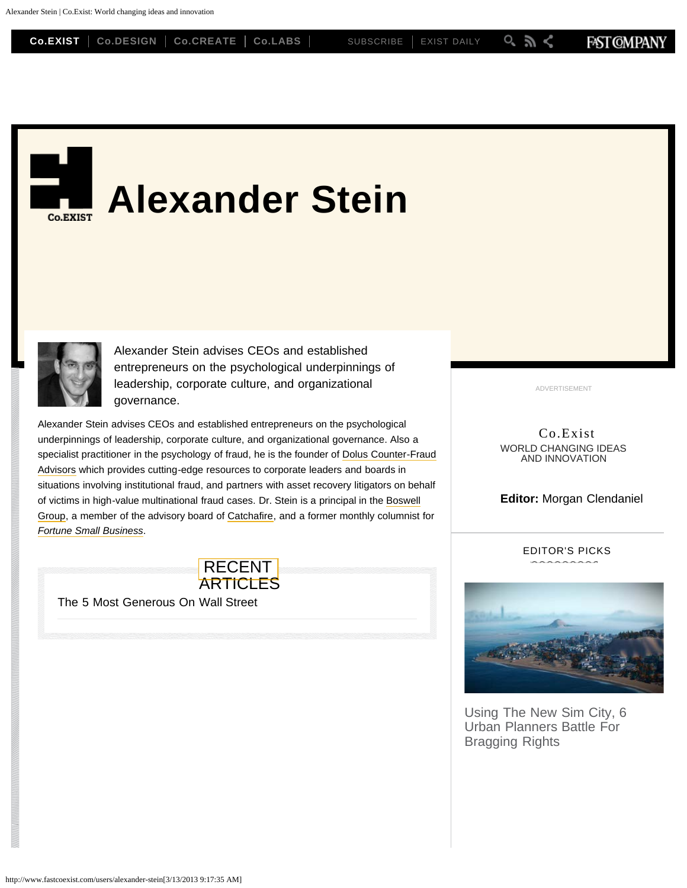Co.EXIST | Co.DESIGN | Co.CREATE | Co.LABS | SUBSCRIBE | EXIST DAILY

FAST COMPANY

# Alexander Stein

Alexander Stein advises CEOs and established entrepreneurs on the psychological underpinnings of leadership, corporate culture, and organizational governance.

Alexander Stein advises CEOs and established entrepreneurs on the psychological underpinnings of leadership, corporate culture, and organizational governance. Also a specialist practitioner in the psychology of fraud, he is the founder of Dolus Counter-Fraud Advisors which provides cutting-edge resources to corporate leaders and boards in situations involving institutional fraud, and partners with asset recovery litigators on behalf of victims in high-value multinational fraud cases. Dr. Stein is a principal in the Boswell Group, a member of the advisory board of Catchafire, and a former monthly columnist for *Fortune Small Business*.

## RECENT ARTICLES

The 5 Most Generous On Wall Street

ADVERTISEMENT

Co.Exist

WORLD CHANGING IDEAS AND INNOVATION

**Editor:** Morgan Clendaniel

EDITOR'S PICKS

Using The New Sim City, 6 Urban Planners Battle For Bragging Rights